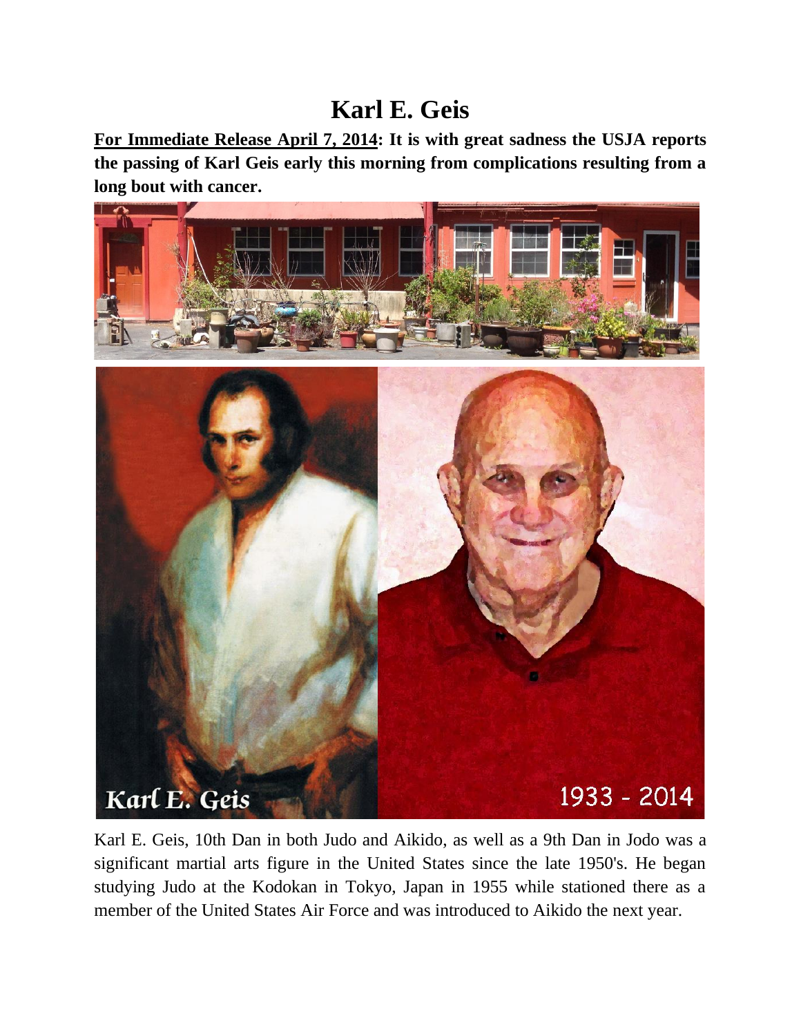# Karl E. Geis

**<u>For Immediate Release April 7, 2014</u>: It is with great sadness the USJA reports the passing of Karl Geis early this morning from complications resulting from a long bout with cancer.**

Karl E. Geis, 10th Dan in both Judo and Aikido, as well as a 9th Dan in Jodo was a significant martial arts figure in the United States since the late 1950's. He began studying Judo at the Kodokan in Tokyo, Japan in 1955 while stationed there as a member of the United States Air Force and was introduced to Aikido the next year.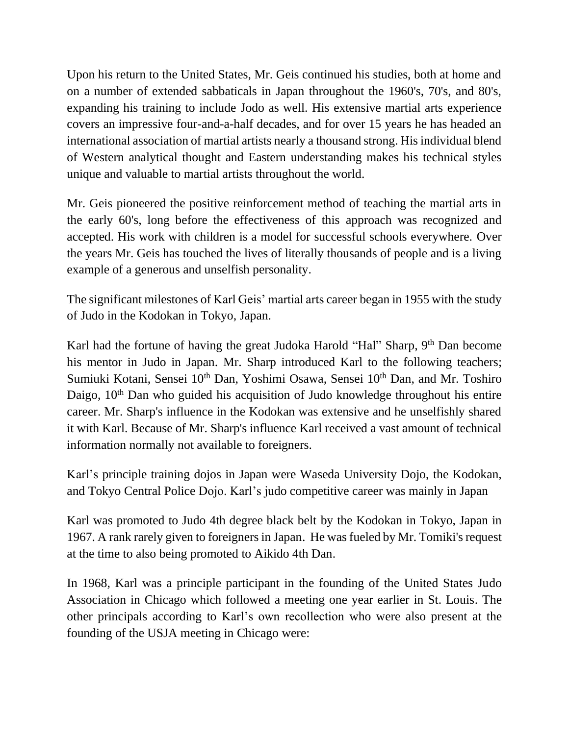Upon his return to the United States, Mr. Geis continued his studies, both at home and on a number of extended sabbaticals in Japan throughout the 1960's, 70's, and 80's, expanding his training to include Jodo as well. His extensive martial arts experience covers an impressive four-and-a-half decades, and for over 15 years he has headed an international association of martial artists nearly a thousand strong. His individual blend of Western analytical thought and Eastern understanding makes his technical styles unique and valuable to martial artists throughout the world.

Mr. Geis pioneered the positive reinforcement method of teaching the martial arts in the early 60's, long before the effectiveness of this approach was recognized and accepted. His work with children is a model for successful schools everywhere. Over the years Mr. Geis has touched the lives of literally thousands of people and is a living example of a generous and unselfish personality.

The significant milestones of Karl Geis' martial arts career began in 1955 with the study of Judo in the Kodokan in Tokyo, Japan.

Karl had the fortune of having the great Judoka Harold "Hal" Sharp, 9th Dan become his mentor in Judo in Japan. Mr. Sharp introduced Karl to the following teachers; Sumiuki Kotani, Sensei 10th Dan, Yoshimi Osawa, Sensei 10th Dan, and Mr. Toshiro Daigo, 10th Dan who guided his acquisition of Judo knowledge throughout his entire career. Mr. Sharp's influence in the Kodokan was extensive and he unselfishly shared it with Karl. Because of Mr. Sharp's influence Karl received a vast amount of technical information normally not available to foreigners.

Karl's principle training dojos in Japan were Waseda University Dojo, the Kodokan, and Tokyo Central Police Dojo. Karl's judo competitive career was mainly in Japan

Karl was promoted to Judo 4th degree black belt by the Kodokan in Tokyo, Japan in 1967. A rank rarely given to foreigners in Japan. He was fueled by Mr. Tomiki's request at the time to also being promoted to Aikido 4th Dan.

In 1968, Karl was a principle participant in the founding of the United States Judo Association in Chicago which followed a meeting one year earlier in St. Louis. The other principals according to Karl's own recollection who were also present at the founding of the USJA meeting in Chicago were: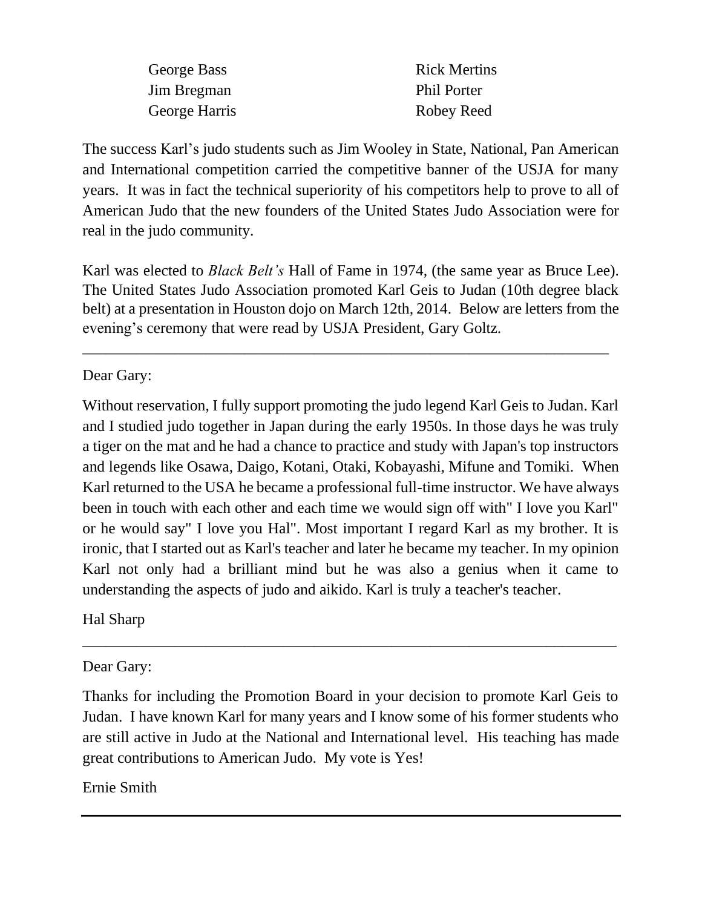George Bass
Jim Bregman
George Harris
Rick Mertins
Phil Porter
Robey Reed

The success Karl's judo students such as Jim Wooley in State, National, Pan American and International competition carried the competitive banner of the USJA for many years. It was in fact the technical superiority of his competitors help to prove to all of American Judo that the new founders of the United States Judo Association were for real in the judo community.

Karl was elected to *Black Belt's* Hall of Fame in 1974, (the same year as Bruce Lee). The United States Judo Association promoted Karl Geis to Judan (10th degree black belt) at a presentation in Houston dojo on March 12th, 2014. Below are letters from the evening's ceremony that were read by USJA President, Gary Goltz.

---

Dear Gary:

Without reservation, I fully support promoting the judo legend Karl Geis to Judan. Karl and I studied judo together in Japan during the early 1950s. In those days he was truly a tiger on the mat and he had a chance to practice and study with Japan's top instructors and legends like Osawa, Daigo, Kotani, Otaki, Kobayashi, Mifune and Tomiki. When Karl returned to the USA he became a professional full-time instructor. We have always been in touch with each other and each time we would sign off with" I love you Karl" or he would say" I love you Hal". Most important I regard Karl as my brother. It is ironic, that I started out as Karl's teacher and later he became my teacher. In my opinion Karl not only had a brilliant mind but he was also a genius when it came to understanding the aspects of judo and aikido. Karl is truly a teacher's teacher.

Hal Sharp

---

Dear Gary:

Thanks for including the Promotion Board in your decision to promote Karl Geis to Judan. I have known Karl for many years and I know some of his former students who are still active in Judo at the National and International level. His teaching has made great contributions to American Judo. My vote is Yes!

Ernie Smith

---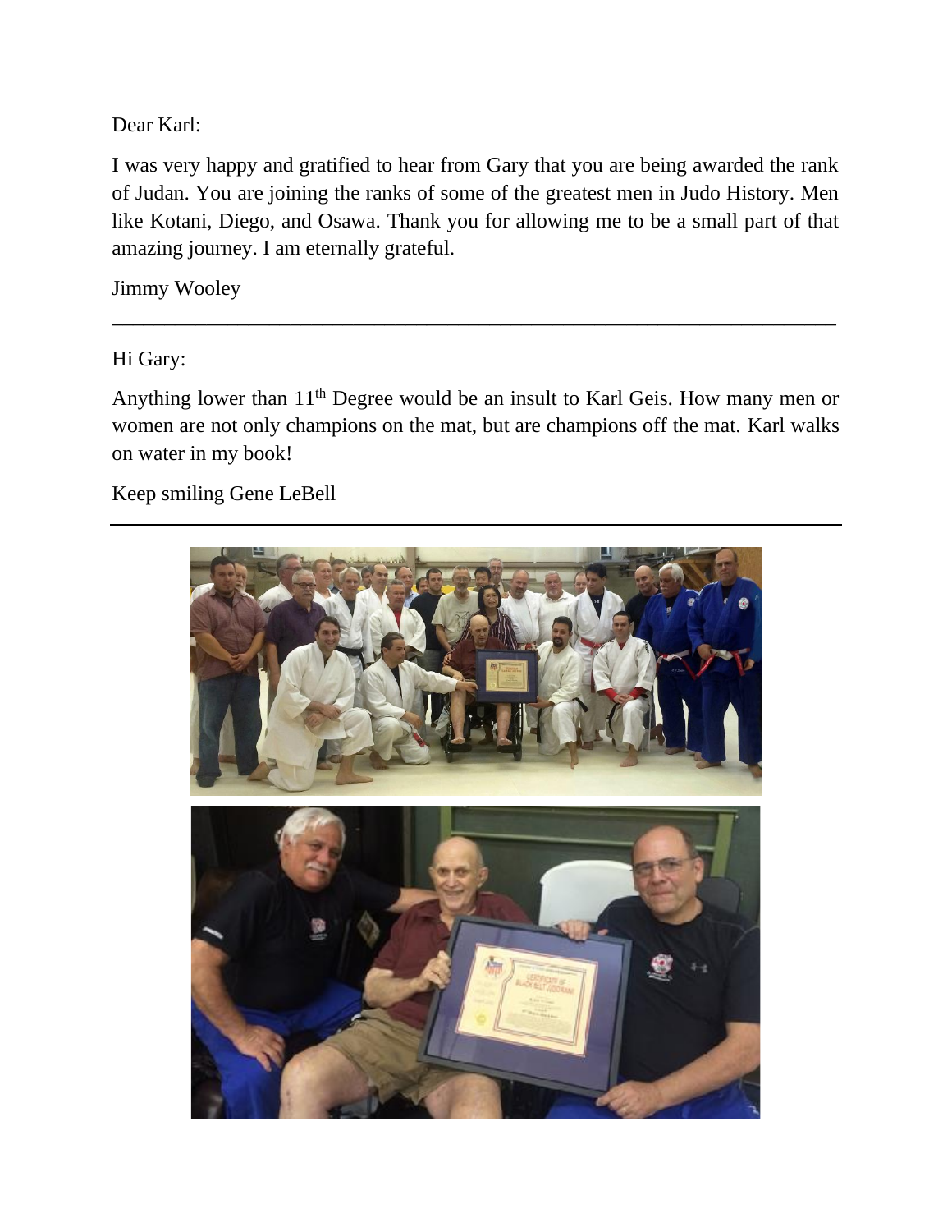Dear Karl:

I was very happy and gratified to hear from Gary that you are being awarded the rank of Judan. You are joining the ranks of some of the greatest men in Judo History. Men like Kotani, Diego, and Osawa. Thank you for allowing me to be a small part of that amazing journey. I am eternally grateful.

Jimmy Wooley

---

Hi Gary:

Anything lower than 11th Degree would be an insult to Karl Geis. How many men or women are not only champions on the mat, but are champions off the mat. Karl walks on water in my book!

Keep smiling Gene LeBell

---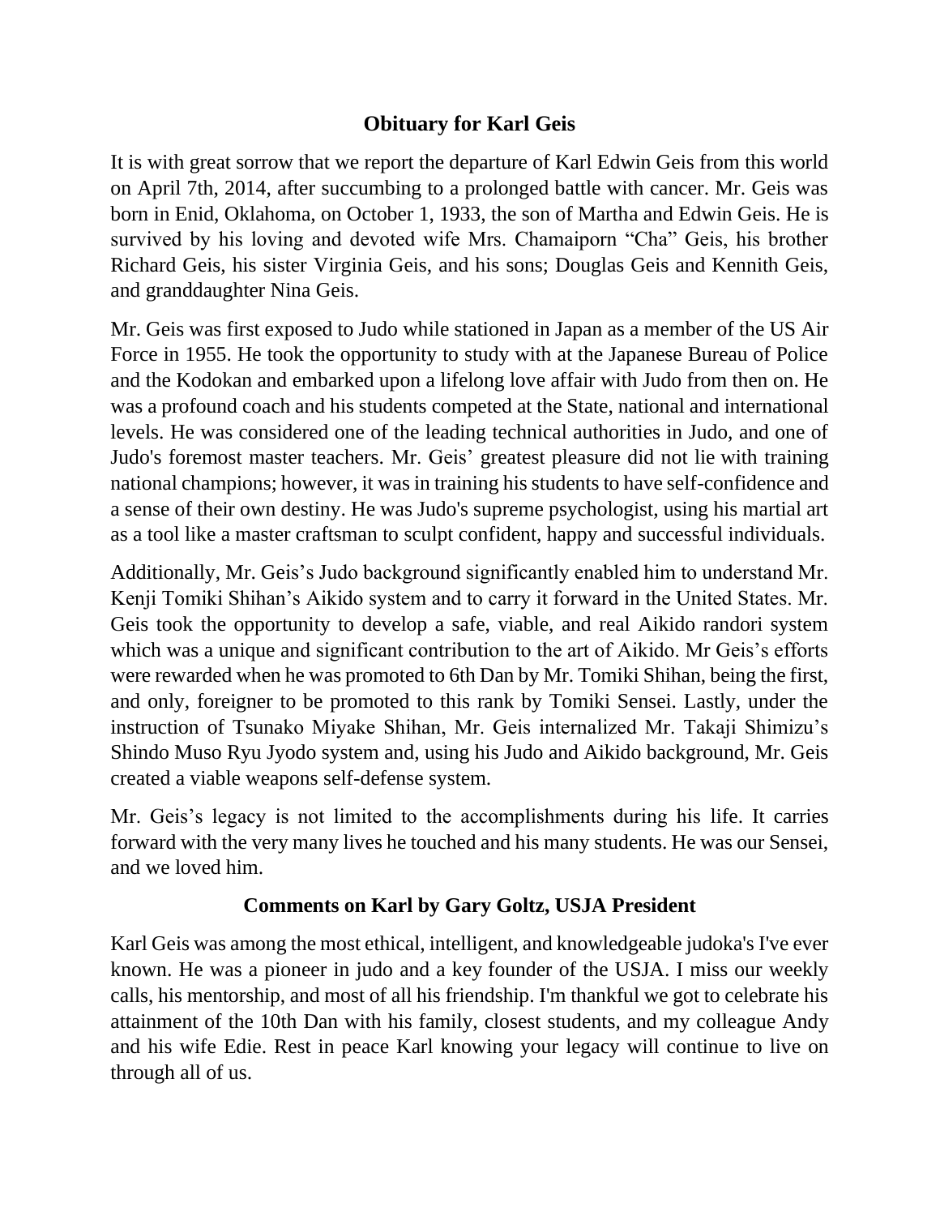## Obituary for Karl Geis

It is with great sorrow that we report the departure of Karl Edwin Geis from this world on April 7th, 2014, after succumbing to a prolonged battle with cancer. Mr. Geis was born in Enid, Oklahoma, on October 1, 1933, the son of Martha and Edwin Geis. He is survived by his loving and devoted wife Mrs. Chamaiporn "Cha" Geis, his brother Richard Geis, his sister Virginia Geis, and his sons; Douglas Geis and Kennith Geis, and granddaughter Nina Geis.

Mr. Geis was first exposed to Judo while stationed in Japan as a member of the US Air Force in 1955. He took the opportunity to study with at the Japanese Bureau of Police and the Kodokan and embarked upon a lifelong love affair with Judo from then on. He was a profound coach and his students competed at the State, national and international levels. He was considered one of the leading technical authorities in Judo, and one of Judo's foremost master teachers. Mr. Geis' greatest pleasure did not lie with training national champions; however, it was in training his students to have self-confidence and a sense of their own destiny. He was Judo's supreme psychologist, using his martial art as a tool like a master craftsman to sculpt confident, happy and successful individuals.

Additionally, Mr. Geis's Judo background significantly enabled him to understand Mr. Kenji Tomiki Shihan's Aikido system and to carry it forward in the United States. Mr. Geis took the opportunity to develop a safe, viable, and real Aikido randori system which was a unique and significant contribution to the art of Aikido. Mr Geis's efforts were rewarded when he was promoted to 6th Dan by Mr. Tomiki Shihan, being the first, and only, foreigner to be promoted to this rank by Tomiki Sensei. Lastly, under the instruction of Tsunako Miyake Shihan, Mr. Geis internalized Mr. Takaji Shimizu's Shindo Muso Ryu Jyodo system and, using his Judo and Aikido background, Mr. Geis created a viable weapons self-defense system.

Mr. Geis's legacy is not limited to the accomplishments during his life. It carries forward with the very many lives he touched and his many students. He was our Sensei, and we loved him.

## Comments on Karl by Gary Goltz, USJA President

Karl Geis was among the most ethical, intelligent, and knowledgeable judoka's I've ever known. He was a pioneer in judo and a key founder of the USJA. I miss our weekly calls, his mentorship, and most of all his friendship. I'm thankful we got to celebrate his attainment of the 10th Dan with his family, closest students, and my colleague Andy and his wife Edie. Rest in peace Karl knowing your legacy will continue to live on through all of us.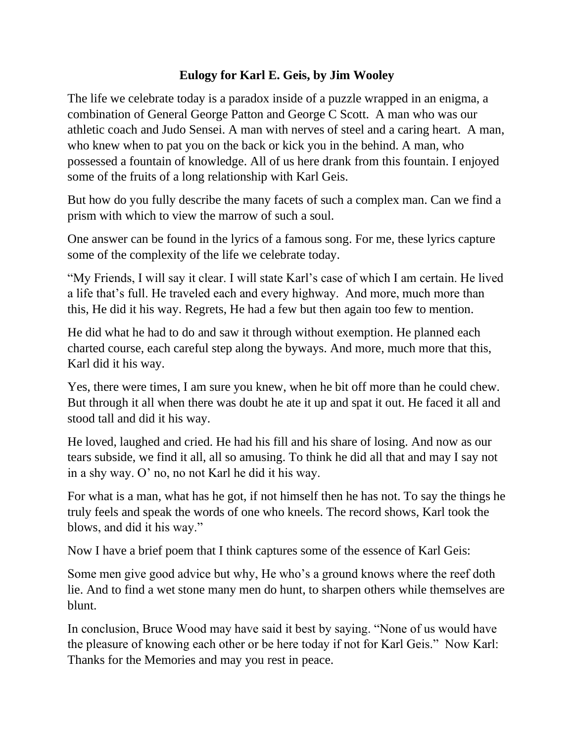**Eulogy for Karl E. Geis, by Jim Wooley**

The life we celebrate today is a paradox inside of a puzzle wrapped in an enigma, a combination of General George Patton and George C Scott. A man who was our athletic coach and Judo Sensei. A man with nerves of steel and a caring heart. A man, who knew when to pat you on the back or kick you in the behind. A man, who possessed a fountain of knowledge. All of us here drank from this fountain. I enjoyed some of the fruits of a long relationship with Karl Geis.

But how do you fully describe the many facets of such a complex man. Can we find a prism with which to view the marrow of such a soul.

One answer can be found in the lyrics of a famous song. For me, these lyrics capture some of the complexity of the life we celebrate today.

"My Friends, I will say it clear. I will state Karl's case of which I am certain. He lived a life that's full. He traveled each and every highway. And more, much more than this, He did it his way. Regrets, He had a few but then again too few to mention.

He did what he had to do and saw it through without exemption. He planned each charted course, each careful step along the byways. And more, much more that this, Karl did it his way.

Yes, there were times, I am sure you knew, when he bit off more than he could chew. But through it all when there was doubt he ate it up and spat it out. He faced it all and stood tall and did it his way.

He loved, laughed and cried. He had his fill and his share of losing. And now as our tears subside, we find it all, all so amusing. To think he did all that and may I say not in a shy way. O' no, no not Karl he did it his way.

For what is a man, what has he got, if not himself then he has not. To say the things he truly feels and speak the words of one who kneels. The record shows, Karl took the blows, and did it his way."

Now I have a brief poem that I think captures some of the essence of Karl Geis:

Some men give good advice but why, He who's a ground knows where the reef doth lie. And to find a wet stone many men do hunt, to sharpen others while themselves are blunt.

In conclusion, Bruce Wood may have said it best by saying. "None of us would have the pleasure of knowing each other or be here today if not for Karl Geis." Now Karl: Thanks for the Memories and may you rest in peace.